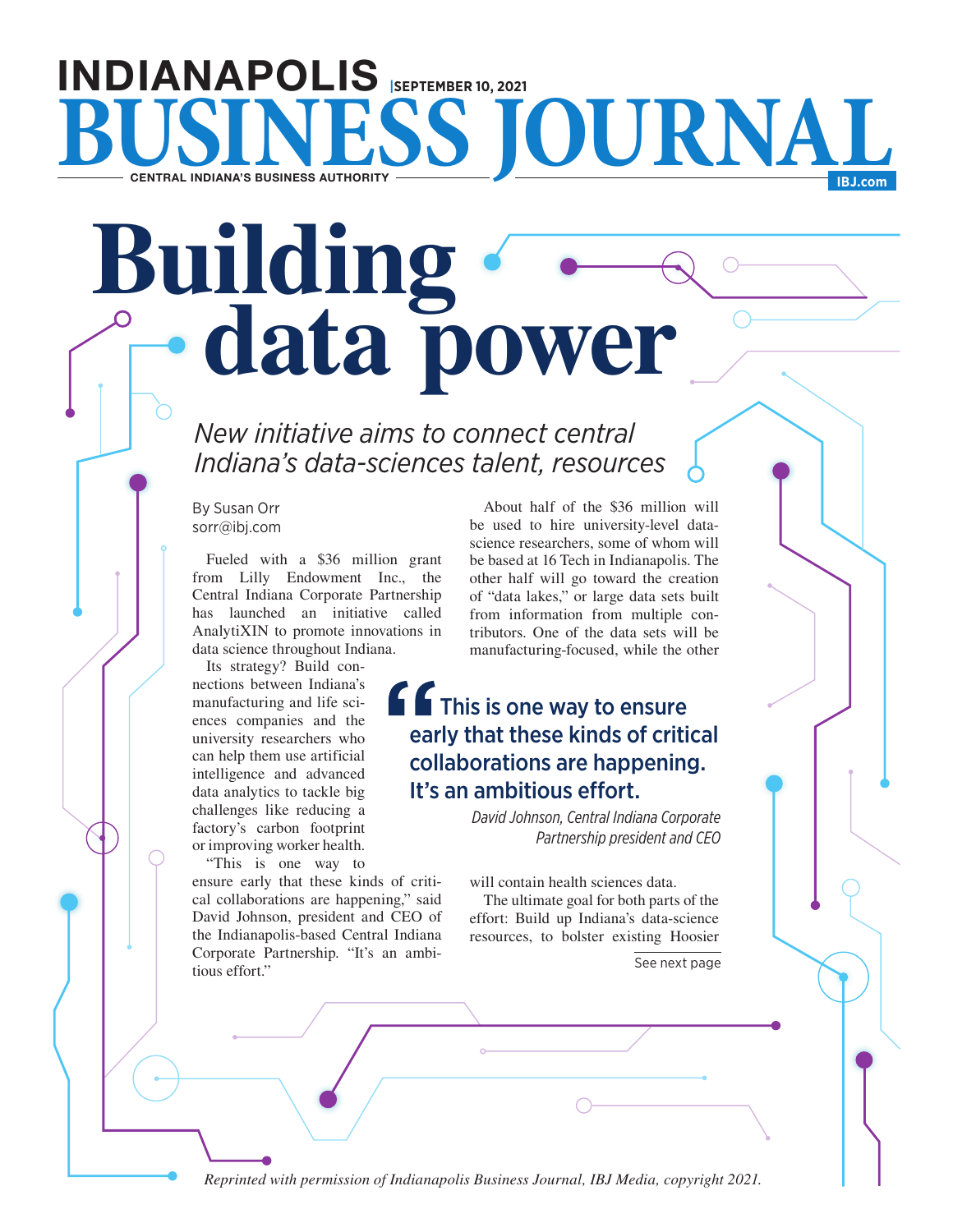INDIANAPOLIS BUSINESS JOURNAL | SEPTEMBER 10, 2021

CENTRAL INDIANA'S BUSINESS AUTHORITY — IBJ.com

# Building data power

## *New initiative aims to connect central Indiana's data-sciences talent, resources*

By Susan Orr
sorr@ibj.com

Fueled with a $36 million grant from Lilly Endowment Inc., the Central Indiana Corporate Partnership has launched an initiative called AnalytiXIN to promote innovations in data science throughout Indiana.

Its strategy? Build connections between Indiana's manufacturing and life sciences companies and the university researchers who can help them use artificial intelligence and advanced data analytics to tackle big challenges like reducing a factory's carbon footprint or improving worker health.

"This is one way to ensure early that these kinds of critical collaborations are happening," said David Johnson, president and CEO of the Indianapolis-based Central Indiana Corporate Partnership. "It's an ambitious effort."

About half of the $36 million will be used to hire university-level data-science researchers, some of whom will be based at 16 Tech in Indianapolis. The other half will go toward the creation of "data lakes," or large data sets built from information from multiple contributors. One of the data sets will be manufacturing-focused, while the other will contain health sciences data.

> **"This is one way to ensure early that these kinds of critical collaborations are happening. It's an ambitious effort.**
>
> *David Johnson, Central Indiana Corporate Partnership president and CEO*

The ultimate goal for both parts of the effort: Build up Indiana's data-science resources, to bolster existing Hoosier

See next page

*Reprinted with permission of Indianapolis Business Journal, IBJ Media, copyright 2021.*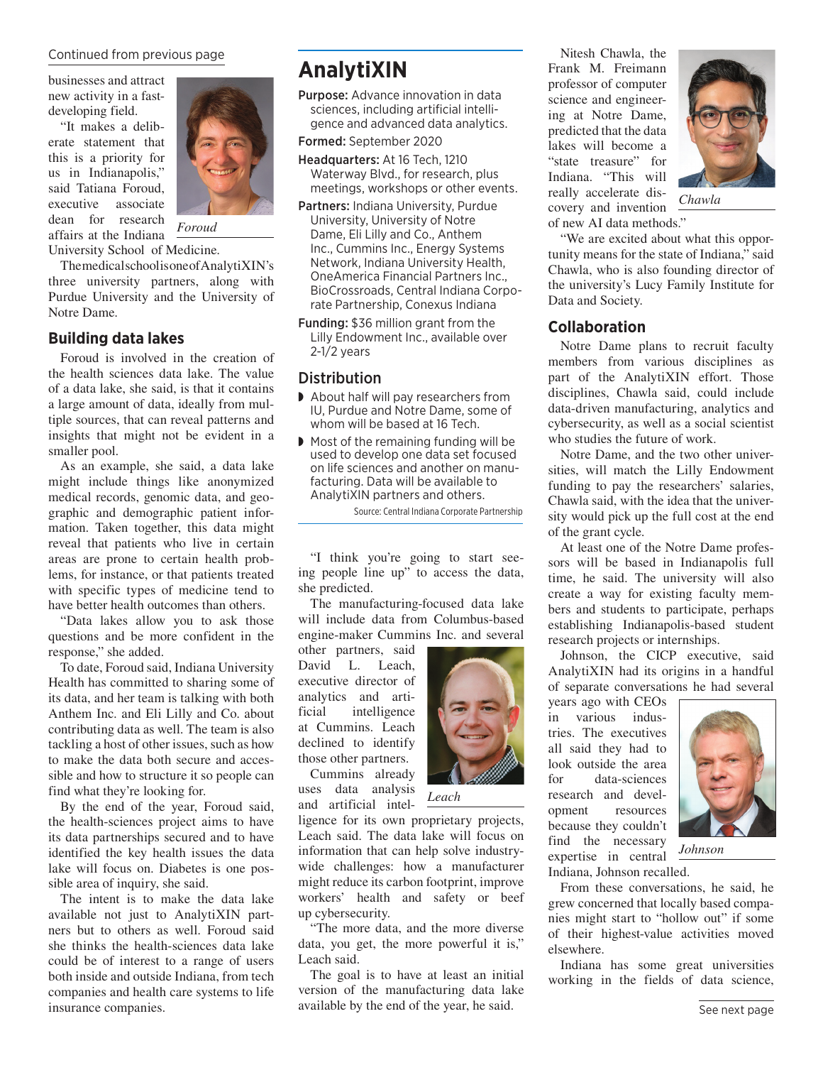Continued from previous page

businesses and attract new activity in a fast-developing field.

"It makes a deliberate statement that this is a priority for us in Indianapolis," said Tatiana Foroud, executive associate dean for research affairs at the Indiana University School of Medicine.

*Foroud*

The medical school is one of AnalytiXIN's three university partners, along with Purdue University and the University of Notre Dame.

## Building data lakes

Foroud is involved in the creation of the health sciences data lake. The value of a data lake, she said, is that it contains a large amount of data, ideally from multiple sources, that can reveal patterns and insights that might not be evident in a smaller pool.

As an example, she said, a data lake might include things like anonymized medical records, genomic data, and geographic and demographic patient information. Taken together, this data might reveal that patients who live in certain areas are prone to certain health problems, for instance, or that patients treated with specific types of medicine tend to have better health outcomes than others.

"Data lakes allow you to ask those questions and be more confident in the response," she added.

To date, Foroud said, Indiana University Health has committed to sharing some of its data, and her team is talking with both Anthem Inc. and Eli Lilly and Co. about contributing data as well. The team is also tackling a host of other issues, such as how to make the data both secure and accessible and how to structure it so people can find what they're looking for.

By the end of the year, Foroud said, the health-sciences project aims to have its data partnerships secured and to have identified the key health issues the data lake will focus on. Diabetes is one possible area of inquiry, she said.

The intent is to make the data lake available not just to AnalytiXIN partners but to others as well. Foroud said she thinks the health-sciences data lake could be of interest to a range of users both inside and outside Indiana, from tech companies and health care systems to life insurance companies.

## AnalytiXIN

**Purpose:** Advance innovation in data sciences, including artificial intelligence and advanced data analytics.

**Formed:** September 2020

**Headquarters:** At 16 Tech, 1210 Waterway Blvd., for research, plus meetings, workshops or other events.

**Partners:** Indiana University, Purdue University, University of Notre Dame, Eli Lilly and Co., Anthem Inc., Cummins Inc., Energy Systems Network, Indiana University Health, OneAmerica Financial Partners Inc., BioCrossroads, Central Indiana Corporate Partnership, Conexus Indiana

**Funding:** $36 million grant from the Lilly Endowment Inc., available over 2-1/2 years

### Distribution

- About half will pay researchers from IU, Purdue and Notre Dame, some of whom will be based at 16 Tech.
- Most of the remaining funding will be used to develop one data set focused on life sciences and another on manufacturing. Data will be available to AnalytiXIN partners and others.

Source: Central Indiana Corporate Partnership

"I think you're going to start seeing people line up" to access the data, she predicted.

The manufacturing-focused data lake will include data from Columbus-based engine-maker Cummins Inc. and several other partners, said David L. Leach, executive director of analytics and artificial intelligence at Cummins. Leach declined to identify those other partners.

*Leach*

Cummins already uses data analysis and artificial intelligence for its own proprietary projects, Leach said. The data lake will focus on information that can help solve industry-wide challenges: how a manufacturer might reduce its carbon footprint, improve workers' health and safety or beef up cybersecurity.

"The more data, and the more diverse data, you get, the more powerful it is," Leach said.

The goal is to have at least an initial version of the manufacturing data lake available by the end of the year, he said.

Nitesh Chawla, the Frank M. Freimann professor of computer science and engineering at Notre Dame, predicted that the data lakes will become a "state treasure" for Indiana. "This will really accelerate discovery and invention of new AI data methods."

*Chawla*

"We are excited about what this opportunity means for the state of Indiana," said Chawla, who is also founding director of the university's Lucy Family Institute for Data and Society.

## Collaboration

Notre Dame plans to recruit faculty members from various disciplines as part of the AnalytiXIN effort. Those disciplines, Chawla said, could include data-driven manufacturing, analytics and cybersecurity, as well as a social scientist who studies the future of work.

Notre Dame, and the two other universities, will match the Lilly Endowment funding to pay the researchers' salaries, Chawla said, with the idea that the university would pick up the full cost at the end of the grant cycle.

At least one of the Notre Dame professors will be based in Indianapolis full time, he said. The university will also create a way for existing faculty members and students to participate, perhaps establishing Indianapolis-based student research projects or internships.

Johnson, the CICP executive, said AnalytiXIN had its origins in a handful of separate conversations he had several years ago with CEOs in various industries. The executives all said they had to look outside the area for data-sciences research and development resources because they couldn't find the necessary expertise in central Indiana, Johnson recalled.

*Johnson*

From these conversations, he said, he grew concerned that locally based companies might start to "hollow out" if some of their highest-value activities moved elsewhere.

Indiana has some great universities working in the fields of data science,

See next page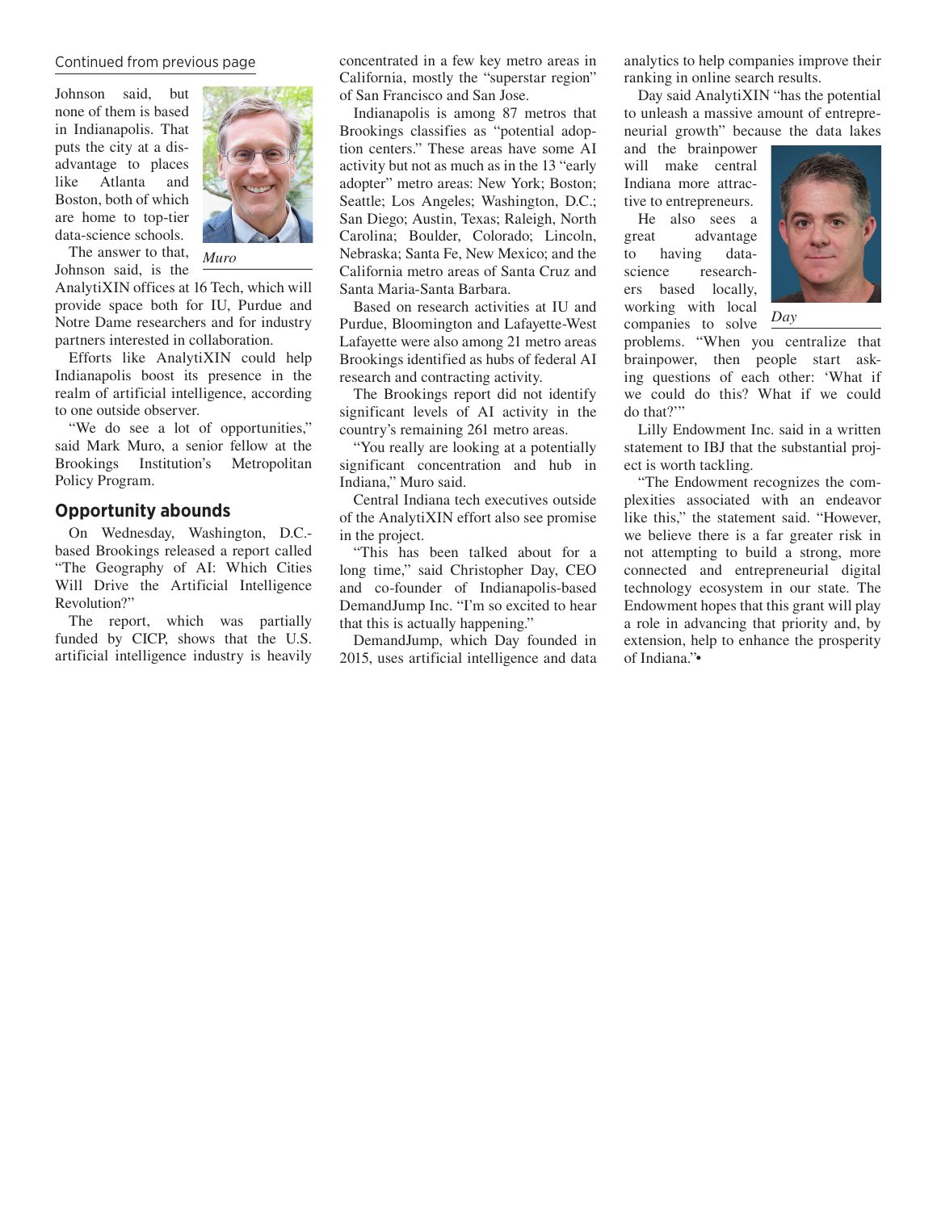Continued from previous page

Johnson said, but none of them is based in Indianapolis. That puts the city at a disadvantage to places like Atlanta and Boston, both of which are home to top-tier data-science schools.

The answer to that, Johnson said, is the AnalytiXIN offices at 16 Tech, which will provide space both for IU, Purdue and Notre Dame researchers and for industry partners interested in collaboration.

*Muro*

Efforts like AnalytiXIN could help Indianapolis boost its presence in the realm of artificial intelligence, according to one outside observer.

"We do see a lot of opportunities," said Mark Muro, a senior fellow at the Brookings Institution's Metropolitan Policy Program.

## Opportunity abounds

On Wednesday, Washington, D.C.-based Brookings released a report called "The Geography of AI: Which Cities Will Drive the Artificial Intelligence Revolution?"

The report, which was partially funded by CICP, shows that the U.S. artificial intelligence industry is heavily concentrated in a few key metro areas in California, mostly the "superstar region" of San Francisco and San Jose.

Indianapolis is among 87 metros that Brookings classifies as "potential adoption centers." These areas have some AI activity but not as much as in the 13 "early adopter" metro areas: New York; Boston; Seattle; Los Angeles; Washington, D.C.; San Diego; Austin, Texas; Raleigh, North Carolina; Boulder, Colorado; Lincoln, Nebraska; Santa Fe, New Mexico; and the California metro areas of Santa Cruz and Santa Maria-Santa Barbara.

Based on research activities at IU and Purdue, Bloomington and Lafayette-West Lafayette were also among 21 metro areas Brookings identified as hubs of federal AI research and contracting activity.

The Brookings report did not identify significant levels of AI activity in the country's remaining 261 metro areas.

"You really are looking at a potentially significant concentration and hub in Indiana," Muro said.

Central Indiana tech executives outside of the AnalytiXIN effort also see promise in the project.

"This has been talked about for a long time," said Christopher Day, CEO and co-founder of Indianapolis-based DemandJump Inc. "I'm so excited to hear that this is actually happening."

DemandJump, which Day founded in 2015, uses artificial intelligence and data analytics to help companies improve their ranking in online search results.

Day said AnalytiXIN "has the potential to unleash a massive amount of entrepreneurial growth" because the data lakes and the brainpower will make central Indiana more attractive to entrepreneurs.

*Day*

He also sees a great advantage to having data-science researchers based locally, working with local companies to solve problems. "When you centralize that brainpower, then people start asking questions of each other: 'What if we could do this? What if we could do that?'"

Lilly Endowment Inc. said in a written statement to IBJ that the substantial project is worth tackling.

"The Endowment recognizes the complexities associated with an endeavor like this," the statement said. "However, we believe there is a far greater risk in not attempting to build a strong, more connected and entrepreneurial digital technology ecosystem in our state. The Endowment hopes that this grant will play a role in advancing that priority and, by extension, help to enhance the prosperity of Indiana."•